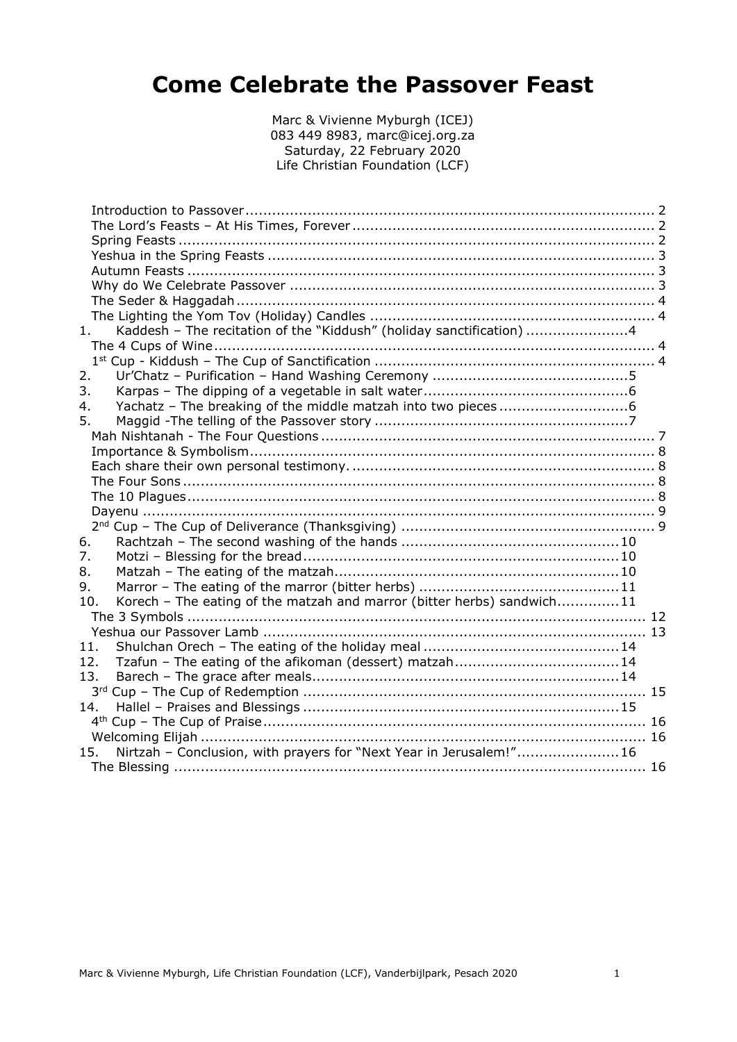# Come Celebrate the Passover Feast

Marc & Vivienne Myburgh (ICEJ)
083 449 8983, marc@icej.org.za
Saturday, 22 February 2020
Life Christian Foundation (LCF)

- Introduction to Passover ........ 2
- The Lord's Feasts – At His Times, Forever ........ 2
- Spring Feasts ........ 2
- Yeshua in the Spring Feasts ........ 3
- Autumn Feasts ........ 3
- Why do We Celebrate Passover ........ 3
- The Seder & Haggadah ........ 4
- The Lighting the Yom Tov (Holiday) Candles ........ 4

1. Kaddesh – The recitation of the "Kiddush" (holiday sanctification) ........ 4
   - The 4 Cups of Wine ........ 4
   - 1st Cup - Kiddush – The Cup of Sanctification ........ 4
2. Ur'Chatz – Purification – Hand Washing Ceremony ........ 5
3. Karpas – The dipping of a vegetable in salt water ........ 6
4. Yachatz – The breaking of the middle matzah into two pieces ........ 6
5. Maggid -The telling of the Passover story ........ 7
   - Mah Nishtanah - The Four Questions ........ 7
   - Importance & Symbolism ........ 8
   - Each share their own personal testimony. ........ 8
   - The Four Sons ........ 8
   - The 10 Plagues ........ 8
   - Dayenu ........ 9
   - 2nd Cup – The Cup of Deliverance (Thanksgiving) ........ 9
6. Rachtzah – The second washing of the hands ........ 10
7. Motzi – Blessing for the bread ........ 10
8. Matzah – The eating of the matzah ........ 10
9. Marror – The eating of the marror (bitter herbs) ........ 11
10. Korech – The eating of the matzah and marror (bitter herbs) sandwich ........ 11
    - The 3 Symbols ........ 12
    - Yeshua our Passover Lamb ........ 13
11. Shulchan Orech – The eating of the holiday meal ........ 14
12. Tzafun – The eating of the afikoman (dessert) matzah ........ 14
13. Barech – The grace after meals ........ 14
    - 3rd Cup – The Cup of Redemption ........ 15
14. Hallel – Praises and Blessings ........ 15
    - 4th Cup – The Cup of Praise ........ 16
    - Welcoming Elijah ........ 16
15. Nirtzah – Conclusion, with prayers for "Next Year in Jerusalem!" ........ 16
    - The Blessing ........ 16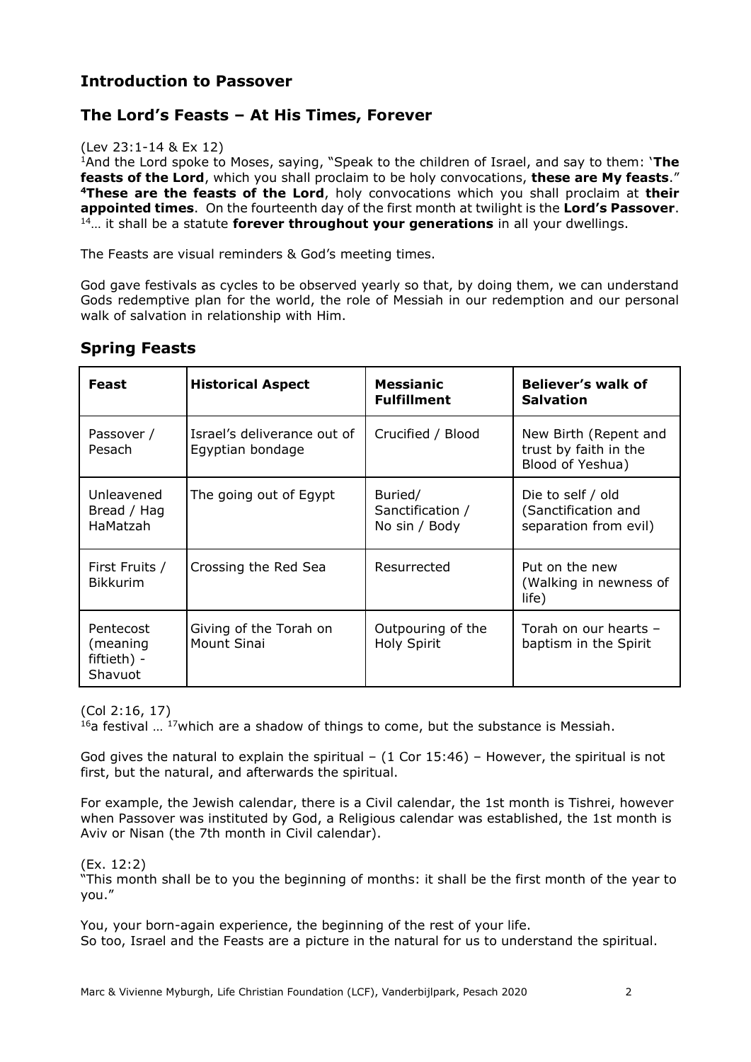## Introduction to Passover

## The Lord's Feasts – At His Times, Forever

(Lev 23:1-14 & Ex 12)
[1]And the Lord spoke to Moses, saying, "Speak to the children of Israel, and say to them: '**The feasts of the Lord**, which you shall proclaim to be holy convocations, **these are My feasts**." **[4]These are the feasts of the Lord**, holy convocations which you shall proclaim at **their appointed times**. On the fourteenth day of the first month at twilight is the **Lord's Passover**. [14]… it shall be a statute **forever throughout your generations** in all your dwellings.

The Feasts are visual reminders & God's meeting times.

God gave festivals as cycles to be observed yearly so that, by doing them, we can understand Gods redemptive plan for the world, the role of Messiah in our redemption and our personal walk of salvation in relationship with Him.

## Spring Feasts

| Feast | Historical Aspect | Messianic Fulfillment | Believer's walk of Salvation |
|---|---|---|---|
| Passover / Pesach | Israel's deliverance out of Egyptian bondage | Crucified / Blood | New Birth (Repent and trust by faith in the Blood of Yeshua) |
| Unleavened Bread / Hag HaMatzah | The going out of Egypt | Buried/ Sanctification / No sin / Body | Die to self / old (Sanctification and separation from evil) |
| First Fruits / Bikkurim | Crossing the Red Sea | Resurrected | Put on the new (Walking in newness of life) |
| Pentecost (meaning fiftieth) - Shavuot | Giving of the Torah on Mount Sinai | Outpouring of the Holy Spirit | Torah on our hearts – baptism in the Spirit |

(Col 2:16, 17)
[16]a festival … [17]which are a shadow of things to come, but the substance is Messiah.

God gives the natural to explain the spiritual – (1 Cor 15:46) – However, the spiritual is not first, but the natural, and afterwards the spiritual.

For example, the Jewish calendar, there is a Civil calendar, the 1st month is Tishrei, however when Passover was instituted by God, a Religious calendar was established, the 1st month is Aviv or Nisan (the 7th month in Civil calendar).

(Ex. 12:2)
"This month shall be to you the beginning of months: it shall be the first month of the year to you."

You, your born-again experience, the beginning of the rest of your life.
So too, Israel and the Feasts are a picture in the natural for us to understand the spiritual.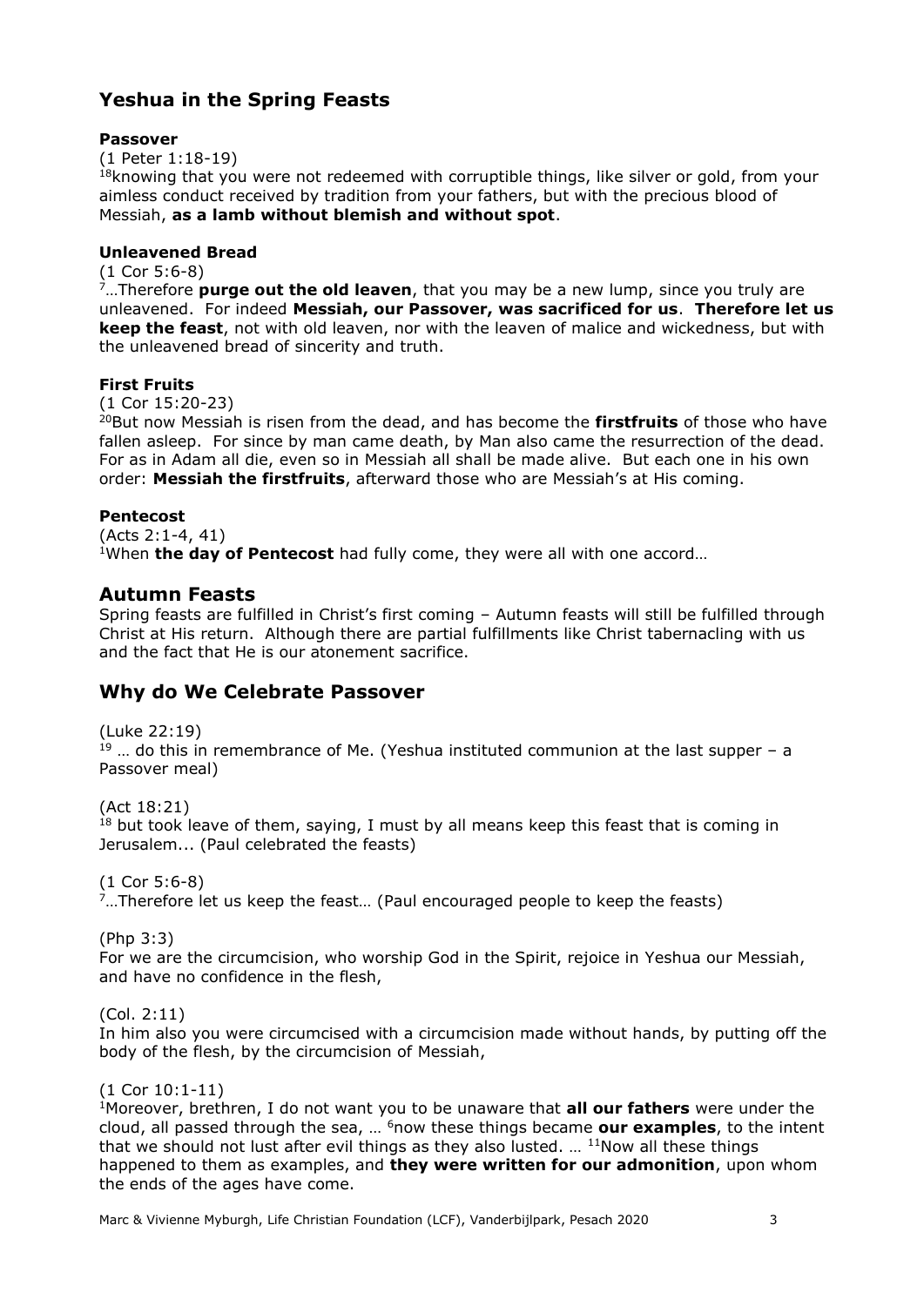## Yeshua in the Spring Feasts

**Passover**

(1 Peter 1:18-19)

[18]knowing that you were not redeemed with corruptible things, like silver or gold, from your aimless conduct received by tradition from your fathers, but with the precious blood of Messiah, **as a lamb without blemish and without spot**.

**Unleavened Bread**

(1 Cor 5:6-8)

[7]…Therefore **purge out the old leaven**, that you may be a new lump, since you truly are unleavened. For indeed **Messiah, our Passover, was sacrificed for us**. **Therefore let us keep the feast**, not with old leaven, nor with the leaven of malice and wickedness, but with the unleavened bread of sincerity and truth.

**First Fruits**

(1 Cor 15:20-23)

[20]But now Messiah is risen from the dead, and has become the **firstfruits** of those who have fallen asleep. For since by man came death, by Man also came the resurrection of the dead. For as in Adam all die, even so in Messiah all shall be made alive. But each one in his own order: **Messiah the firstfruits**, afterward those who are Messiah's at His coming.

**Pentecost**

(Acts 2:1-4, 41)

[1]When **the day of Pentecost** had fully come, they were all with one accord…

## Autumn Feasts

Spring feasts are fulfilled in Christ's first coming – Autumn feasts will still be fulfilled through Christ at His return. Although there are partial fulfillments like Christ tabernacling with us and the fact that He is our atonement sacrifice.

## Why do We Celebrate Passover

(Luke 22:19)

[19] … do this in remembrance of Me. (Yeshua instituted communion at the last supper – a Passover meal)

(Act 18:21)

[18] but took leave of them, saying, I must by all means keep this feast that is coming in Jerusalem... (Paul celebrated the feasts)

(1 Cor 5:6-8)

[7]…Therefore let us keep the feast… (Paul encouraged people to keep the feasts)

(Php 3:3)

For we are the circumcision, who worship God in the Spirit, rejoice in Yeshua our Messiah, and have no confidence in the flesh,

(Col. 2:11)

In him also you were circumcised with a circumcision made without hands, by putting off the body of the flesh, by the circumcision of Messiah,

(1 Cor 10:1-11)

[1]Moreover, brethren, I do not want you to be unaware that **all our fathers** were under the cloud, all passed through the sea, … [6]now these things became **our examples**, to the intent that we should not lust after evil things as they also lusted. … [11]Now all these things happened to them as examples, and **they were written for our admonition**, upon whom the ends of the ages have come.

Marc & Vivienne Myburgh, Life Christian Foundation (LCF), Vanderbijlpark, Pesach 2020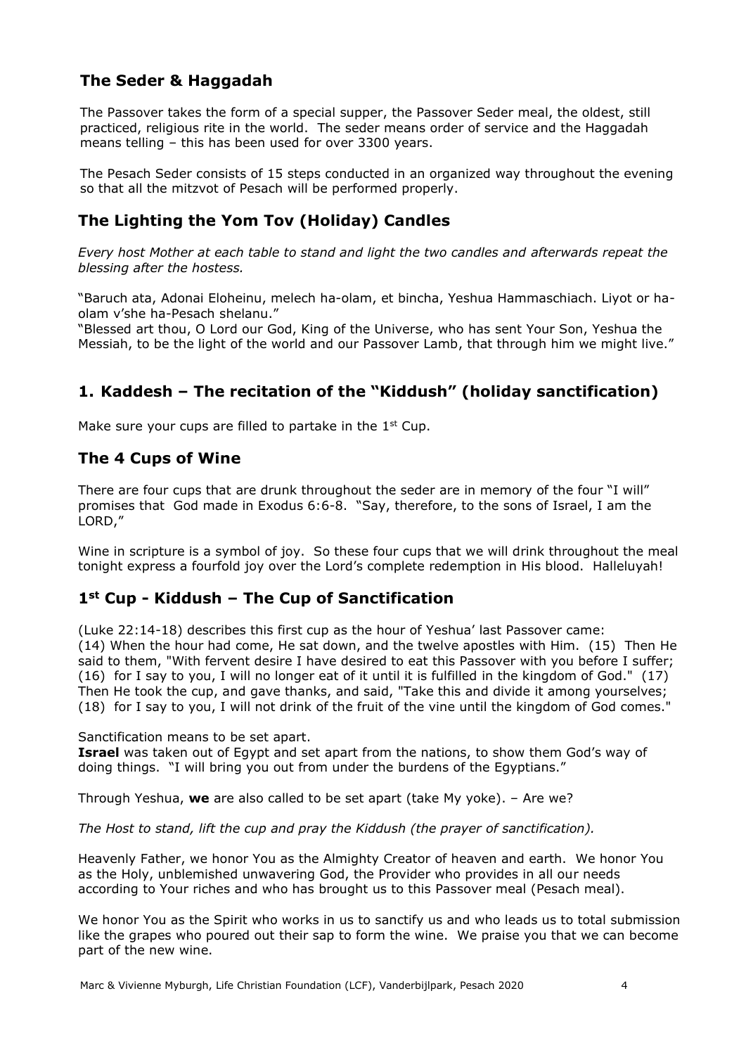## The Seder & Haggadah

The Passover takes the form of a special supper, the Passover Seder meal, the oldest, still practiced, religious rite in the world. The seder means order of service and the Haggadah means telling – this has been used for over 3300 years.

The Pesach Seder consists of 15 steps conducted in an organized way throughout the evening so that all the mitzvot of Pesach will be performed properly.

## The Lighting the Yom Tov (Holiday) Candles

*Every host Mother at each table to stand and light the two candles and afterwards repeat the blessing after the hostess.*

"Baruch ata, Adonai Eloheinu, melech ha-olam, et bincha, Yeshua Hammaschiach. Liyot or ha-olam v'she ha-Pesach shelanu."
"Blessed art thou, O Lord our God, King of the Universe, who has sent Your Son, Yeshua the Messiah, to be the light of the world and our Passover Lamb, that through him we might live."

## 1. Kaddesh – The recitation of the "Kiddush" (holiday sanctification)

Make sure your cups are filled to partake in the 1st Cup.

## The 4 Cups of Wine

There are four cups that are drunk throughout the seder are in memory of the four "I will" promises that God made in Exodus 6:6-8. "Say, therefore, to the sons of Israel, I am the LORD,"

Wine in scripture is a symbol of joy. So these four cups that we will drink throughout the meal tonight express a fourfold joy over the Lord's complete redemption in His blood. Halleluyah!

## 1st Cup - Kiddush – The Cup of Sanctification

(Luke 22:14-18) describes this first cup as the hour of Yeshua' last Passover came:
(14) When the hour had come, He sat down, and the twelve apostles with Him. (15) Then He said to them, "With fervent desire I have desired to eat this Passover with you before I suffer; (16) for I say to you, I will no longer eat of it until it is fulfilled in the kingdom of God." (17) Then He took the cup, and gave thanks, and said, "Take this and divide it among yourselves; (18) for I say to you, I will not drink of the fruit of the vine until the kingdom of God comes."

Sanctification means to be set apart.
**Israel** was taken out of Egypt and set apart from the nations, to show them God's way of doing things. "I will bring you out from under the burdens of the Egyptians."

Through Yeshua, **we** are also called to be set apart (take My yoke). – Are we?

*The Host to stand, lift the cup and pray the Kiddush (the prayer of sanctification).*

Heavenly Father, we honor You as the Almighty Creator of heaven and earth. We honor You as the Holy, unblemished unwavering God, the Provider who provides in all our needs according to Your riches and who has brought us to this Passover meal (Pesach meal).

We honor You as the Spirit who works in us to sanctify us and who leads us to total submission like the grapes who poured out their sap to form the wine. We praise you that we can become part of the new wine.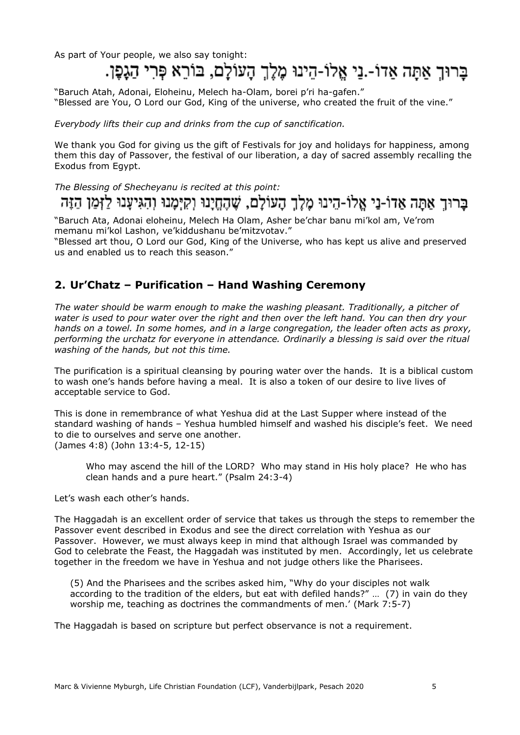As part of Your people, we also say tonight:

בָּרוּךְ אַתָּה אַדוֹ-נַי אֱלוֹ-הֵינוּ מֶלֶךְ הָעוֹלָם, בּוֹרֵא פְּרִי הַגָּפֶן.

"Baruch Atah, Adonai, Eloheinu, Melech ha-Olam, borei p'ri ha-gafen."
"Blessed are You, O Lord our God, King of the universe, who created the fruit of the vine."

*Everybody lifts their cup and drinks from the cup of sanctification.*

We thank you God for giving us the gift of Festivals for joy and holidays for happiness, among them this day of Passover, the festival of our liberation, a day of sacred assembly recalling the Exodus from Egypt.

*The Blessing of Shecheyanu is recited at this point:*

בָּרוּךְ אַתָּה אַדוֹ-נַי אֱלוֹ-הֵינוּ מֶלֶךְ הָעוֹלָם, שֶׁהֶחֱיָנוּ וְקִיְּמָנוּ וְהִגִּיעָנוּ לַזְּמַן הַזֶּה

"Baruch Ata, Adonai eloheinu, Melech Ha Olam, Asher be'char banu mi'kol am, Ve'rom memanu mi'kol Lashon, ve'kiddushanu be'mitzvotav."
"Blessed art thou, O Lord our God, King of the Universe, who has kept us alive and preserved us and enabled us to reach this season."

## 2. Ur'Chatz – Purification – Hand Washing Ceremony

*The water should be warm enough to make the washing pleasant. Traditionally, a pitcher of water is used to pour water over the right and then over the left hand. You can then dry your hands on a towel. In some homes, and in a large congregation, the leader often acts as proxy, performing the urchatz for everyone in attendance. Ordinarily a blessing is said over the ritual washing of the hands, but not this time.*

The purification is a spiritual cleansing by pouring water over the hands. It is a biblical custom to wash one's hands before having a meal. It is also a token of our desire to live lives of acceptable service to God.

This is done in remembrance of what Yeshua did at the Last Supper where instead of the standard washing of hands – Yeshua humbled himself and washed his disciple's feet. We need to die to ourselves and serve one another.
(James 4:8) (John 13:4-5, 12-15)

> Who may ascend the hill of the LORD? Who may stand in His holy place? He who has clean hands and a pure heart." (Psalm 24:3-4)

Let's wash each other's hands.

The Haggadah is an excellent order of service that takes us through the steps to remember the Passover event described in Exodus and see the direct correlation with Yeshua as our Passover. However, we must always keep in mind that although Israel was commanded by God to celebrate the Feast, the Haggadah was instituted by men. Accordingly, let us celebrate together in the freedom we have in Yeshua and not judge others like the Pharisees.

> (5) And the Pharisees and the scribes asked him, "Why do your disciples not walk according to the tradition of the elders, but eat with defiled hands?" … (7) in vain do they worship me, teaching as doctrines the commandments of men.' (Mark 7:5-7)

The Haggadah is based on scripture but perfect observance is not a requirement.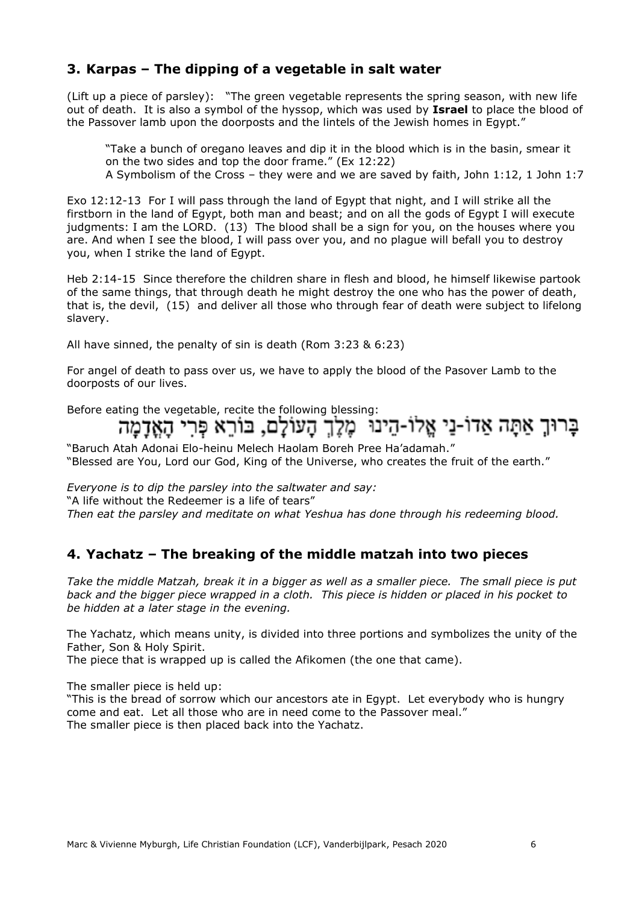## 3. Karpas – The dipping of a vegetable in salt water

(Lift up a piece of parsley): "The green vegetable represents the spring season, with new life out of death. It is also a symbol of the hyssop, which was used by **Israel** to place the blood of the Passover lamb upon the doorposts and the lintels of the Jewish homes in Egypt."

> "Take a bunch of oregano leaves and dip it in the blood which is in the basin, smear it on the two sides and top the door frame." (Ex 12:22)
> A Symbolism of the Cross – they were and we are saved by faith, John 1:12, 1 John 1:7

Exo 12:12-13 For I will pass through the land of Egypt that night, and I will strike all the firstborn in the land of Egypt, both man and beast; and on all the gods of Egypt I will execute judgments: I am the LORD. (13) The blood shall be a sign for you, on the houses where you are. And when I see the blood, I will pass over you, and no plague will befall you to destroy you, when I strike the land of Egypt.

Heb 2:14-15 Since therefore the children share in flesh and blood, he himself likewise partook of the same things, that through death he might destroy the one who has the power of death, that is, the devil, (15) and deliver all those who through fear of death were subject to lifelong slavery.

All have sinned, the penalty of sin is death (Rom 3:23 & 6:23)

For angel of death to pass over us, we have to apply the blood of the Pasover Lamb to the doorposts of our lives.

Before eating the vegetable, recite the following blessing:

בָּרוּךְ אַתָּה אֲדוֹ-נַי אֱלוֹ-הֵינוּ מֶלֶךְ הָעוֹלָם, בּוֹרֵא פְּרִי הָאֲדָמָה

"Baruch Atah Adonai Elo-heinu Melech Haolam Boreh Pree Ha'adamah."
"Blessed are You, Lord our God, King of the Universe, who creates the fruit of the earth."

*Everyone is to dip the parsley into the saltwater and say:*
"A life without the Redeemer is a life of tears"
*Then eat the parsley and meditate on what Yeshua has done through his redeeming blood.*

## 4. Yachatz – The breaking of the middle matzah into two pieces

*Take the middle Matzah, break it in a bigger as well as a smaller piece. The small piece is put back and the bigger piece wrapped in a cloth. This piece is hidden or placed in his pocket to be hidden at a later stage in the evening.*

The Yachatz, which means unity, is divided into three portions and symbolizes the unity of the Father, Son & Holy Spirit.
The piece that is wrapped up is called the Afikomen (the one that came).

The smaller piece is held up:
"This is the bread of sorrow which our ancestors ate in Egypt. Let everybody who is hungry come and eat. Let all those who are in need come to the Passover meal."
The smaller piece is then placed back into the Yachatz.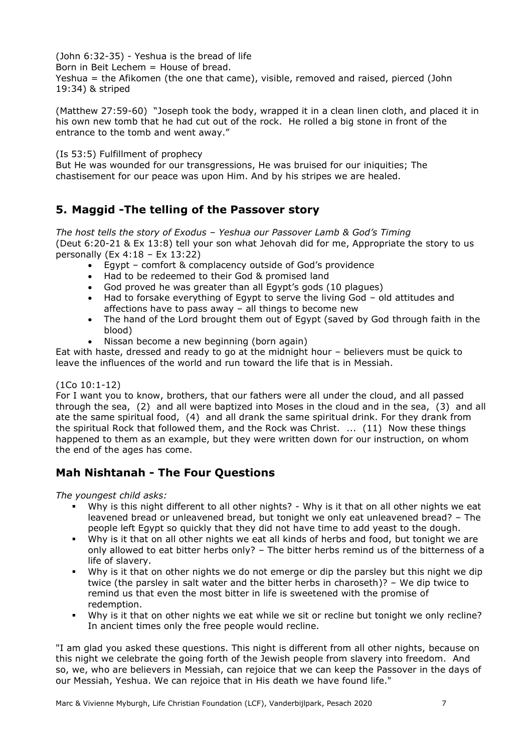(John 6:32-35) - Yeshua is the bread of life
Born in Beit Lechem = House of bread.
Yeshua = the Afikomen (the one that came), visible, removed and raised, pierced (John 19:34) & striped

(Matthew 27:59-60) "Joseph took the body, wrapped it in a clean linen cloth, and placed it in his own new tomb that he had cut out of the rock. He rolled a big stone in front of the entrance to the tomb and went away."

(Is 53:5) Fulfillment of prophecy
But He was wounded for our transgressions, He was bruised for our iniquities; The chastisement for our peace was upon Him. And by his stripes we are healed.

## 5. Maggid -The telling of the Passover story

*The host tells the story of Exodus – Yeshua our Passover Lamb & God's Timing*
(Deut 6:20-21 & Ex 13:8) tell your son what Jehovah did for me, Appropriate the story to us personally (Ex 4:18 – Ex 13:22)

- Egypt – comfort & complacency outside of God's providence
- Had to be redeemed to their God & promised land
- God proved he was greater than all Egypt's gods (10 plagues)
- Had to forsake everything of Egypt to serve the living God – old attitudes and affections have to pass away – all things to become new
- The hand of the Lord brought them out of Egypt (saved by God through faith in the blood)
- Nissan become a new beginning (born again)

Eat with haste, dressed and ready to go at the midnight hour – believers must be quick to leave the influences of the world and run toward the life that is in Messiah.

(1Co 10:1-12)
For I want you to know, brothers, that our fathers were all under the cloud, and all passed through the sea, (2) and all were baptized into Moses in the cloud and in the sea, (3) and all ate the same spiritual food, (4) and all drank the same spiritual drink. For they drank from the spiritual Rock that followed them, and the Rock was Christ. ... (11) Now these things happened to them as an example, but they were written down for our instruction, on whom the end of the ages has come.

## Mah Nishtanah - The Four Questions

*The youngest child asks:*

- Why is this night different to all other nights? - Why is it that on all other nights we eat leavened bread or unleavened bread, but tonight we only eat unleavened bread? – The people left Egypt so quickly that they did not have time to add yeast to the dough.
- Why is it that on all other nights we eat all kinds of herbs and food, but tonight we are only allowed to eat bitter herbs only? – The bitter herbs remind us of the bitterness of a life of slavery.
- Why is it that on other nights we do not emerge or dip the parsley but this night we dip twice (the parsley in salt water and the bitter herbs in charoseth)? – We dip twice to remind us that even the most bitter in life is sweetened with the promise of redemption.
- Why is it that on other nights we eat while we sit or recline but tonight we only recline? In ancient times only the free people would recline.

"I am glad you asked these questions. This night is different from all other nights, because on this night we celebrate the going forth of the Jewish people from slavery into freedom. And so, we, who are believers in Messiah, can rejoice that we can keep the Passover in the days of our Messiah, Yeshua. We can rejoice that in His death we have found life."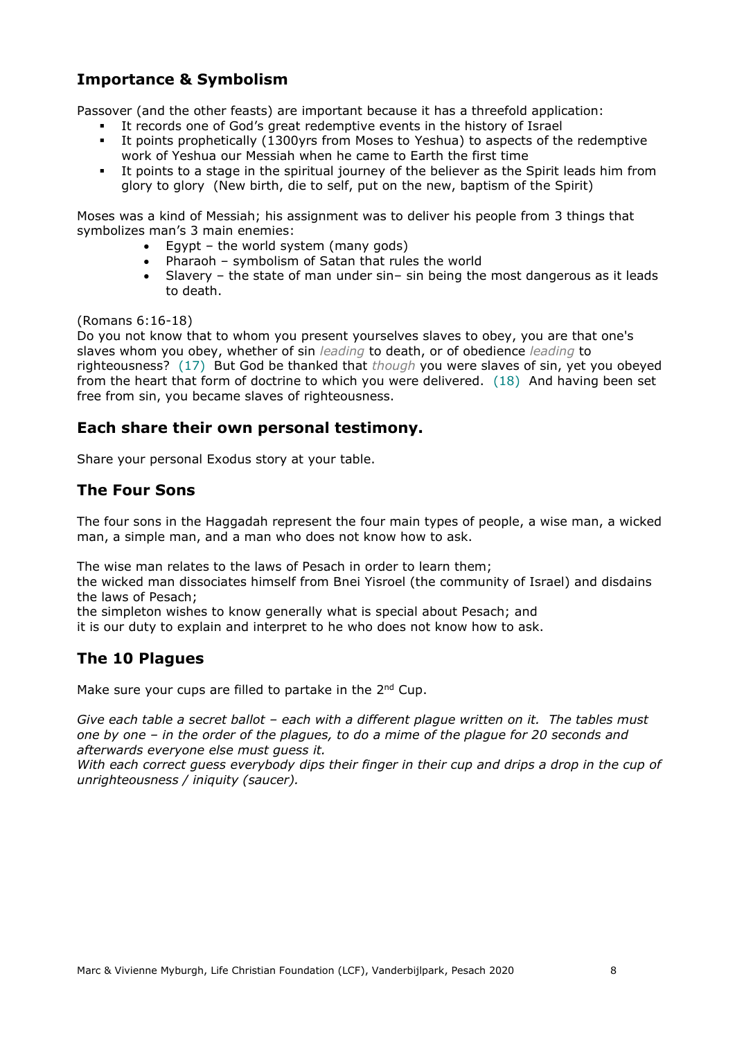## Importance & Symbolism

Passover (and the other feasts) are important because it has a threefold application:

- It records one of God's great redemptive events in the history of Israel
- It points prophetically (1300yrs from Moses to Yeshua) to aspects of the redemptive work of Yeshua our Messiah when he came to Earth the first time
- It points to a stage in the spiritual journey of the believer as the Spirit leads him from glory to glory (New birth, die to self, put on the new, baptism of the Spirit)

Moses was a kind of Messiah; his assignment was to deliver his people from 3 things that symbolizes man's 3 main enemies:

- Egypt – the world system (many gods)
- Pharaoh – symbolism of Satan that rules the world
- Slavery – the state of man under sin– sin being the most dangerous as it leads to death.

(Romans 6:16-18)
Do you not know that to whom you present yourselves slaves to obey, you are that one's slaves whom you obey, whether of sin *leading* to death, or of obedience *leading* to righteousness? (17) But God be thanked that *though* you were slaves of sin, yet you obeyed from the heart that form of doctrine to which you were delivered. (18) And having been set free from sin, you became slaves of righteousness.

## Each share their own personal testimony.

Share your personal Exodus story at your table.

## The Four Sons

The four sons in the Haggadah represent the four main types of people, a wise man, a wicked man, a simple man, and a man who does not know how to ask.

The wise man relates to the laws of Pesach in order to learn them;
the wicked man dissociates himself from Bnei Yisroel (the community of Israel) and disdains the laws of Pesach;
the simpleton wishes to know generally what is special about Pesach; and
it is our duty to explain and interpret to he who does not know how to ask.

## The 10 Plagues

Make sure your cups are filled to partake in the 2nd Cup.

*Give each table a secret ballot – each with a different plague written on it. The tables must one by one – in the order of the plagues, to do a mime of the plague for 20 seconds and afterwards everyone else must guess it.*
*With each correct guess everybody dips their finger in their cup and drips a drop in the cup of unrighteousness / iniquity (saucer).*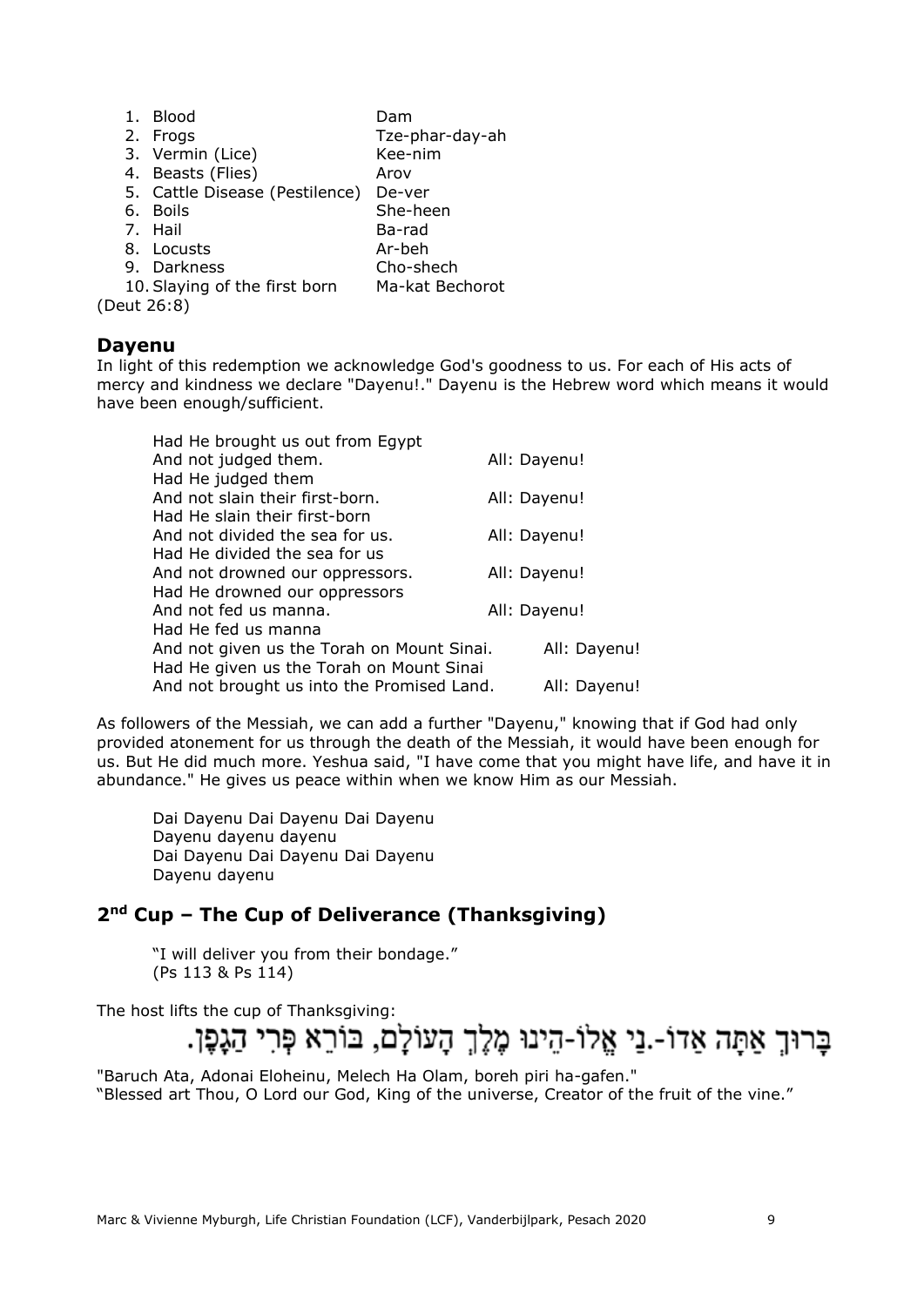| | |
|---|---|
| 1. Blood | Dam |
| 2. Frogs | Tze-phar-day-ah |
| 3. Vermin (Lice) | Kee-nim |
| 4. Beasts (Flies) | Arov |
| 5. Cattle Disease (Pestilence) | De-ver |
| 6. Boils | She-heen |
| 7. Hail | Ba-rad |
| 8. Locusts | Ar-beh |
| 9. Darkness | Cho-shech |
| 10. Slaying of the first born | Ma-kat Bechorot |

(Deut 26:8)

## Dayenu

In light of this redemption we acknowledge God's goodness to us. For each of His acts of mercy and kindness we declare "Dayenu!." Dayenu is the Hebrew word which means it would have been enough/sufficient.

Had He brought us out from Egypt
And not judged them. All: Dayenu!
Had He judged them
And not slain their first-born. All: Dayenu!
Had He slain their first-born
And not divided the sea for us. All: Dayenu!
Had He divided the sea for us
And not drowned our oppressors. All: Dayenu!
Had He drowned our oppressors
And not fed us manna. All: Dayenu!
Had He fed us manna
And not given us the Torah on Mount Sinai. All: Dayenu!
Had He given us the Torah on Mount Sinai
And not brought us into the Promised Land. All: Dayenu!

As followers of the Messiah, we can add a further "Dayenu," knowing that if God had only provided atonement for us through the death of the Messiah, it would have been enough for us. But He did much more. Yeshua said, "I have come that you might have life, and have it in abundance." He gives us peace within when we know Him as our Messiah.

Dai Dayenu Dai Dayenu Dai Dayenu
Dayenu dayenu dayenu
Dai Dayenu Dai Dayenu Dai Dayenu
Dayenu dayenu

## 2nd Cup – The Cup of Deliverance (Thanksgiving)

"I will deliver you from their bondage."
(Ps 113 & Ps 114)

The host lifts the cup of Thanksgiving:

בָּרוּךְ אַתָּה אֲדוֹ-נָי אֱלוֹ-הֵינוּ מֶלֶךְ הָעוֹלָם, בּוֹרֵא פְּרִי הַגָּפֶן.

"Baruch Ata, Adonai Eloheinu, Melech Ha Olam, boreh piri ha-gafen."
"Blessed art Thou, O Lord our God, King of the universe, Creator of the fruit of the vine."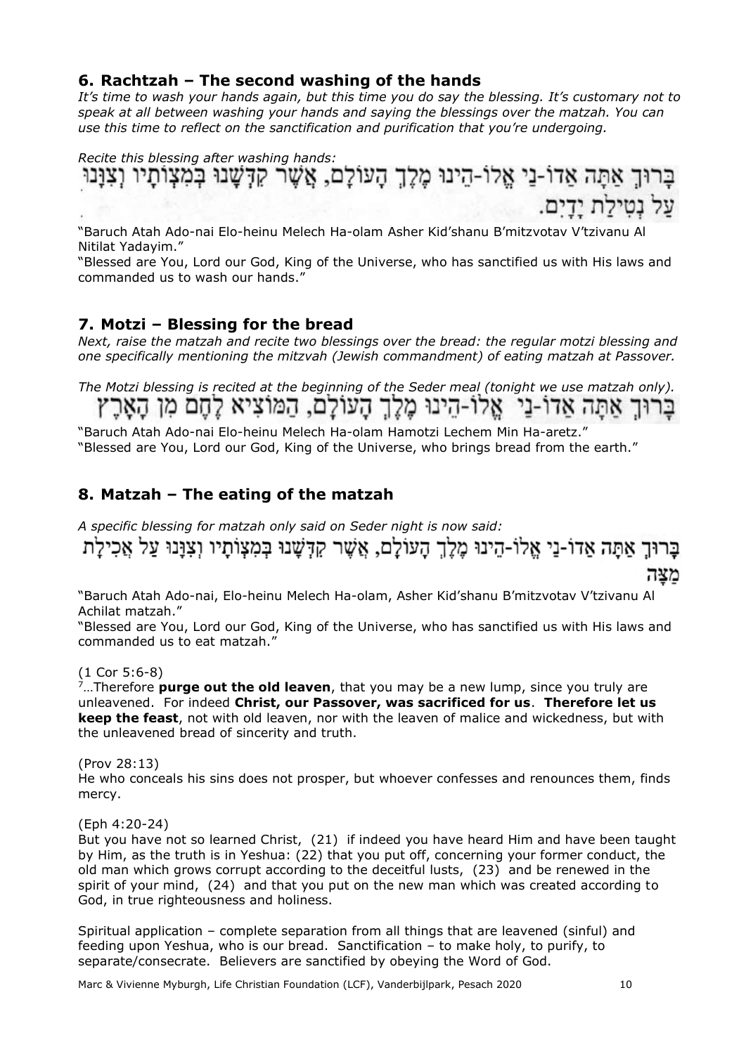## 6. Rachtzah – The second washing of the hands

*It's time to wash your hands again, but this time you do say the blessing. It's customary not to speak at all between washing your hands and saying the blessings over the matzah. You can use this time to reflect on the sanctification and purification that you're undergoing.*

*Recite this blessing after washing hands:*

בָּרוּךְ אַתָּה אֲדוֹ-נַי אֱלוֹ-הֵינוּ מֶלֶךְ הָעוֹלָם, אֲשֶׁר קִדְּשָׁנוּ בְּמִצְוֹתָיו וְצִוָּנוּ עַל נְטִילַת יָדָיִם.

"Baruch Atah Ado-nai Elo-heinu Melech Ha-olam Asher Kid'shanu B'mitzvotav V'tzivanu Al Nitilat Yadayim."

"Blessed are You, Lord our God, King of the Universe, who has sanctified us with His laws and commanded us to wash our hands."

## 7. Motzi – Blessing for the bread

*Next, raise the matzah and recite two blessings over the bread: the regular motzi blessing and one specifically mentioning the mitzvah (Jewish commandment) of eating matzah at Passover.*

*The Motzi blessing is recited at the beginning of the Seder meal (tonight we use matzah only).*

בָּרוּךְ אַתָּה אֲדוֹ-נַי אֱלוֹ-הֵינוּ מֶלֶךְ הָעוֹלָם, הַמּוֹצִיא לֶחֶם מִן הָאָרֶץ

"Baruch Atah Ado-nai Elo-heinu Melech Ha-olam Hamotzi Lechem Min Ha-aretz."

"Blessed are You, Lord our God, King of the Universe, who brings bread from the earth."

## 8. Matzah – The eating of the matzah

*A specific blessing for matzah only said on Seder night is now said:*

בָּרוּךְ אַתָּה אֲדוֹ-נַי אֱלוֹ-הֵינוּ מֶלֶךְ הָעוֹלָם, אֲשֶׁר קִדְּשָׁנוּ בְּמִצְוֹתָיו וְצִוָּנוּ עַל אֲכִילַת מַצָּה

"Baruch Atah Ado-nai, Elo-heinu Melech Ha-olam, Asher Kid'shanu B'mitzvotav V'tzivanu Al Achilat matzah."

"Blessed are You, Lord our God, King of the Universe, who has sanctified us with His laws and commanded us to eat matzah."

(1 Cor 5:6-8)

7…Therefore **purge out the old leaven**, that you may be a new lump, since you truly are unleavened. For indeed **Christ, our Passover, was sacrificed for us**. **Therefore let us keep the feast**, not with old leaven, nor with the leaven of malice and wickedness, but with the unleavened bread of sincerity and truth.

(Prov 28:13)

He who conceals his sins does not prosper, but whoever confesses and renounces them, finds mercy.

(Eph 4:20-24)

But you have not so learned Christ, (21) if indeed you have heard Him and have been taught by Him, as the truth is in Yeshua: (22) that you put off, concerning your former conduct, the old man which grows corrupt according to the deceitful lusts, (23) and be renewed in the spirit of your mind, (24) and that you put on the new man which was created according to God, in true righteousness and holiness.

Spiritual application – complete separation from all things that are leavened (sinful) and feeding upon Yeshua, who is our bread. Sanctification – to make holy, to purify, to separate/consecrate. Believers are sanctified by obeying the Word of God.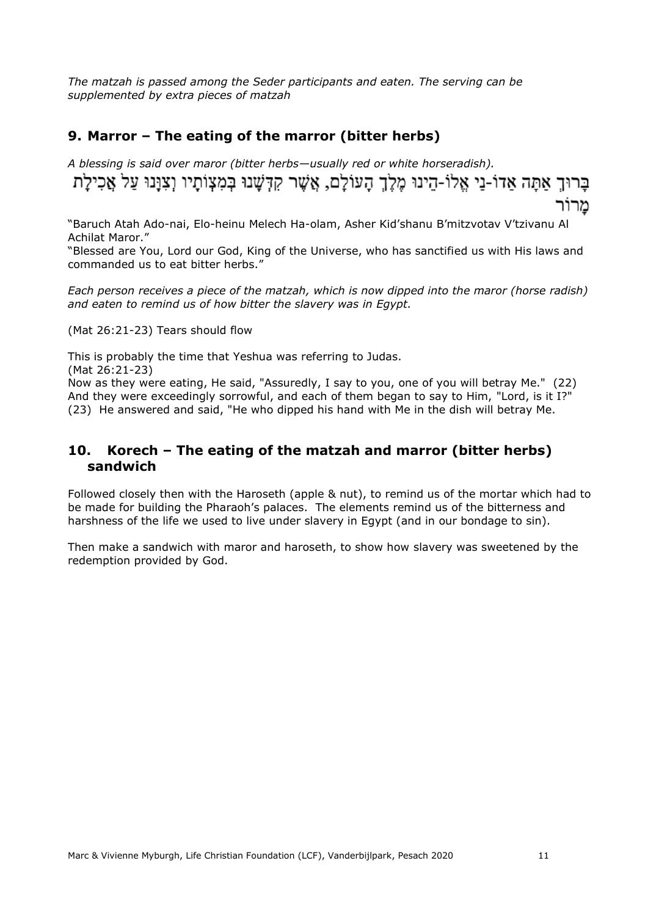*The matzah is passed among the Seder participants and eaten. The serving can be supplemented by extra pieces of matzah*

## 9. Marror – The eating of the marror (bitter herbs)

*A blessing is said over maror (bitter herbs—usually red or white horseradish).*

בָּרוּךְ אַתָּה אַדוֹ-נַי אֱלוֹ-הֵינוּ מֶלֶךְ הָעוֹלָם, אֲשֶׁר קִדְּשָׁנוּ בְּמִצְוֹתָיו וְצִוָּנוּ עַל אֲכִילַת מָרוֹר

"Baruch Atah Ado-nai, Elo-heinu Melech Ha-olam, Asher Kid'shanu B'mitzvotav V'tzivanu Al Achilat Maror."
"Blessed are You, Lord our God, King of the Universe, who has sanctified us with His laws and commanded us to eat bitter herbs."

*Each person receives a piece of the matzah, which is now dipped into the maror (horse radish) and eaten to remind us of how bitter the slavery was in Egypt.*

(Mat 26:21-23) Tears should flow

This is probably the time that Yeshua was referring to Judas.
(Mat 26:21-23)
Now as they were eating, He said, "Assuredly, I say to you, one of you will betray Me." (22) And they were exceedingly sorrowful, and each of them began to say to Him, "Lord, is it I?" (23) He answered and said, "He who dipped his hand with Me in the dish will betray Me.

## 10. Korech – The eating of the matzah and marror (bitter herbs) sandwich

Followed closely then with the Haroseth (apple & nut), to remind us of the mortar which had to be made for building the Pharaoh's palaces. The elements remind us of the bitterness and harshness of the life we used to live under slavery in Egypt (and in our bondage to sin).

Then make a sandwich with maror and haroseth, to show how slavery was sweetened by the redemption provided by God.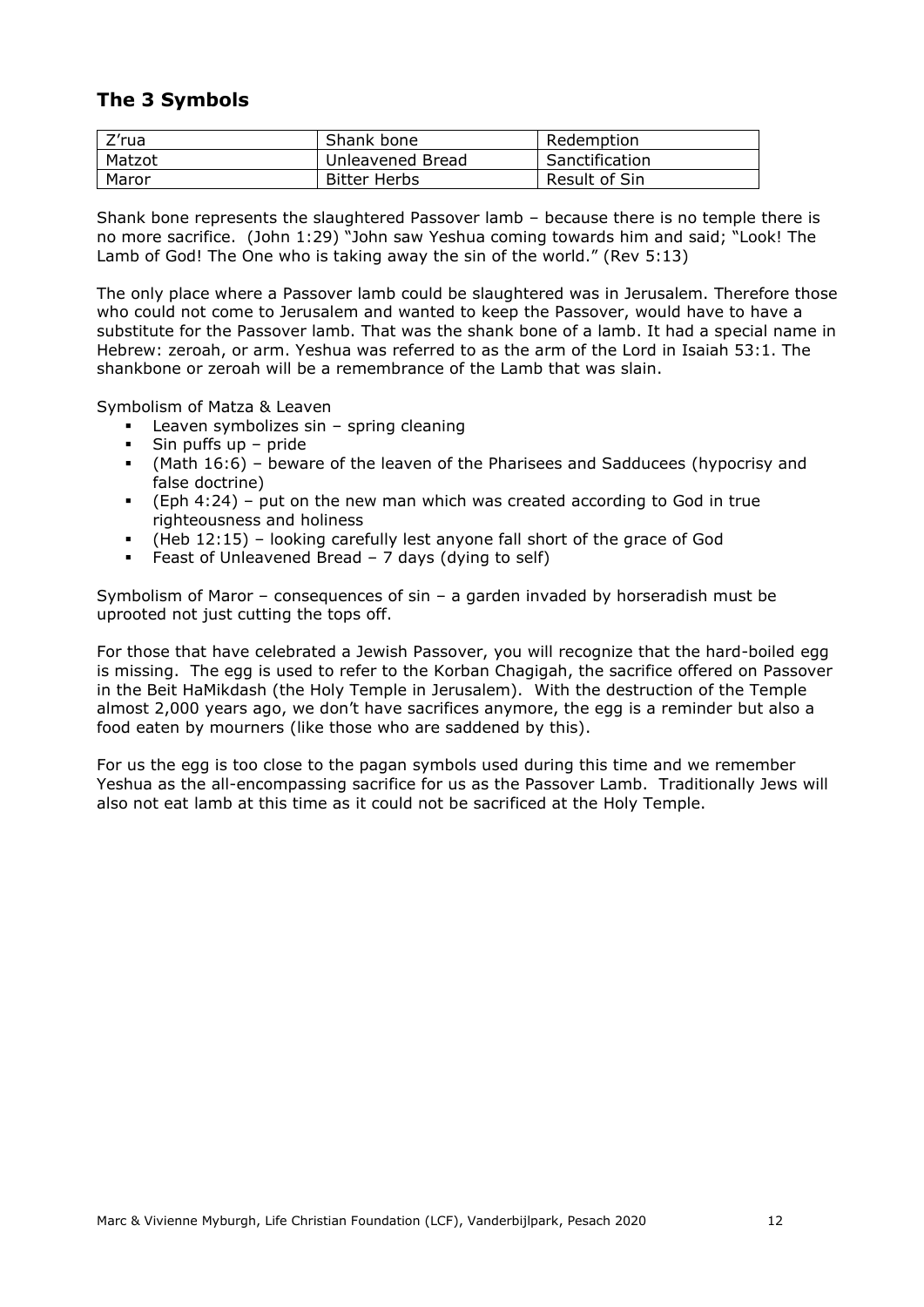## The 3 Symbols

| Z'rua | Shank bone | Redemption |
|---|---|---|
| Matzot | Unleavened Bread | Sanctification |
| Maror | Bitter Herbs | Result of Sin |

Shank bone represents the slaughtered Passover lamb – because there is no temple there is no more sacrifice. (John 1:29) "John saw Yeshua coming towards him and said; "Look! The Lamb of God! The One who is taking away the sin of the world." (Rev 5:13)

The only place where a Passover lamb could be slaughtered was in Jerusalem. Therefore those who could not come to Jerusalem and wanted to keep the Passover, would have to have a substitute for the Passover lamb. That was the shank bone of a lamb. It had a special name in Hebrew: zeroah, or arm. Yeshua was referred to as the arm of the Lord in Isaiah 53:1. The shankbone or zeroah will be a remembrance of the Lamb that was slain.

Symbolism of Matza & Leaven

- Leaven symbolizes sin – spring cleaning
- Sin puffs up – pride
- (Math 16:6) – beware of the leaven of the Pharisees and Sadducees (hypocrisy and false doctrine)
- (Eph 4:24) – put on the new man which was created according to God in true righteousness and holiness
- (Heb 12:15) – looking carefully lest anyone fall short of the grace of God
- Feast of Unleavened Bread – 7 days (dying to self)

Symbolism of Maror – consequences of sin – a garden invaded by horseradish must be uprooted not just cutting the tops off.

For those that have celebrated a Jewish Passover, you will recognize that the hard-boiled egg is missing. The egg is used to refer to the Korban Chagigah, the sacrifice offered on Passover in the Beit HaMikdash (the Holy Temple in Jerusalem). With the destruction of the Temple almost 2,000 years ago, we don't have sacrifices anymore, the egg is a reminder but also a food eaten by mourners (like those who are saddened by this).

For us the egg is too close to the pagan symbols used during this time and we remember Yeshua as the all-encompassing sacrifice for us as the Passover Lamb. Traditionally Jews will also not eat lamb at this time as it could not be sacrificed at the Holy Temple.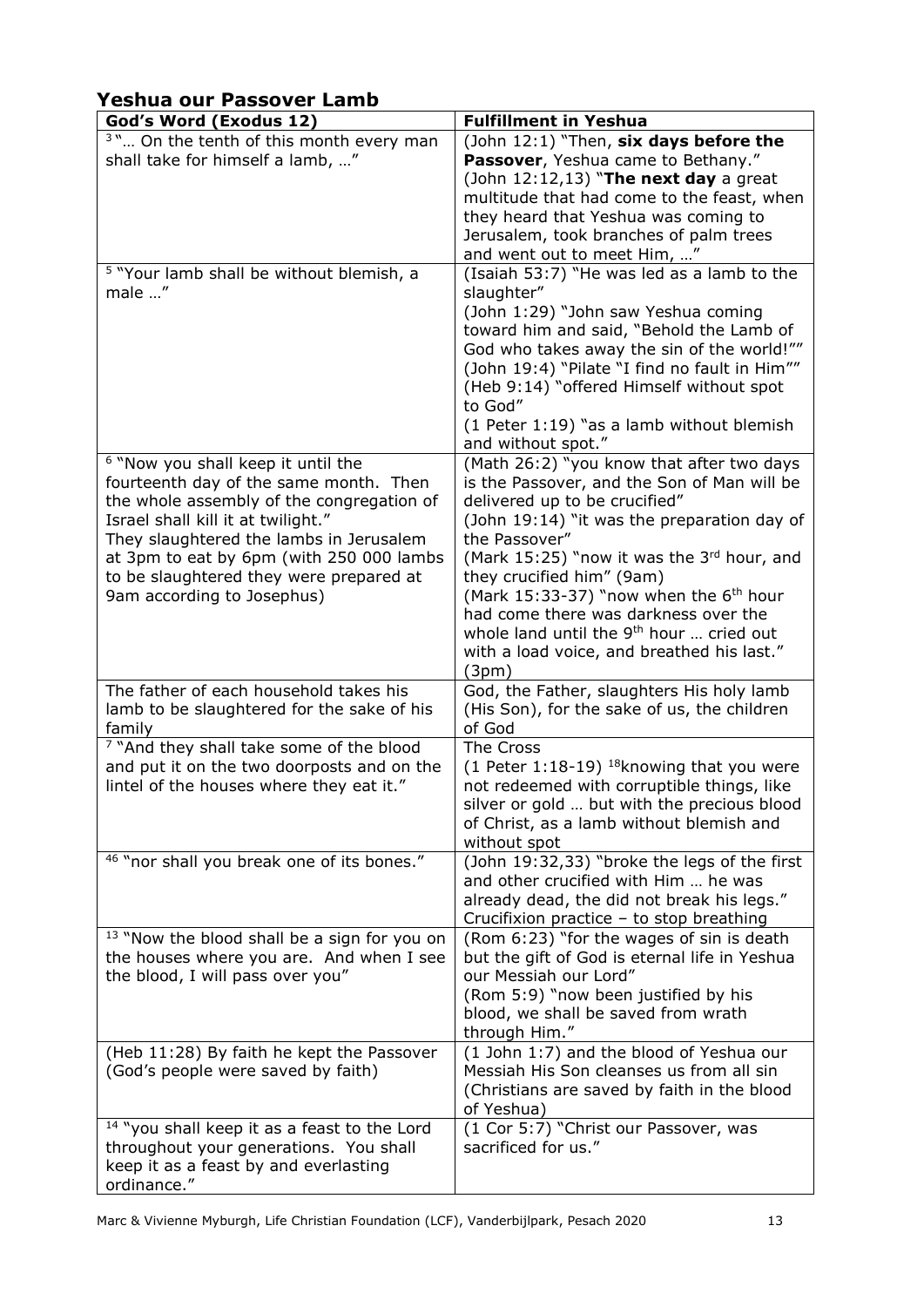## Yeshua our Passover Lamb

| God's Word (Exodus 12) | Fulfillment in Yeshua |
|---|---|
| [3] "… On the tenth of this month every man shall take for himself a lamb, …" | (John 12:1) "Then, **six days before the Passover**, Yeshua came to Bethany." (John 12:12,13) "**The next day** a great multitude that had come to the feast, when they heard that Yeshua was coming to Jerusalem, took branches of palm trees and went out to meet Him, …" |
| [5] "Your lamb shall be without blemish, a male …" | (Isaiah 53:7) "He was led as a lamb to the slaughter" (John 1:29) "John saw Yeshua coming toward him and said, "Behold the Lamb of God who takes away the sin of the world!"" (John 19:4) "Pilate "I find no fault in Him"" (Heb 9:14) "offered Himself without spot to God" (1 Peter 1:19) "as a lamb without blemish and without spot." |
| [6] "Now you shall keep it until the fourteenth day of the same month. Then the whole assembly of the congregation of Israel shall kill it at twilight." They slaughtered the lambs in Jerusalem at 3pm to eat by 6pm (with 250 000 lambs to be slaughtered they were prepared at 9am according to Josephus) | (Math 26:2) "you know that after two days is the Passover, and the Son of Man will be delivered up to be crucified" (John 19:14) "it was the preparation day of the Passover" (Mark 15:25) "now it was the 3rd hour, and they crucified him" (9am) (Mark 15:33-37) "now when the 6th hour had come there was darkness over the whole land until the 9th hour … cried out with a load voice, and breathed his last." (3pm) |
| The father of each household takes his lamb to be slaughtered for the sake of his family | God, the Father, slaughters His holy lamb (His Son), for the sake of us, the children of God |
| [7] "And they shall take some of the blood and put it on the two doorposts and on the lintel of the houses where they eat it." | The Cross (1 Peter 1:18-19) [18]knowing that you were not redeemed with corruptible things, like silver or gold … but with the precious blood of Christ, as a lamb without blemish and without spot |
| [46] "nor shall you break one of its bones." | (John 19:32,33) "broke the legs of the first and other crucified with Him … he was already dead, the did not break his legs." Crucifixion practice – to stop breathing |
| [13] "Now the blood shall be a sign for you on the houses where you are. And when I see the blood, I will pass over you" | (Rom 6:23) "for the wages of sin is death but the gift of God is eternal life in Yeshua our Messiah our Lord" (Rom 5:9) "now been justified by his blood, we shall be saved from wrath through Him." |
| (Heb 11:28) By faith he kept the Passover (God's people were saved by faith) | (1 John 1:7) and the blood of Yeshua our Messiah His Son cleanses us from all sin (Christians are saved by faith in the blood of Yeshua) |
| [14] "you shall keep it as a feast to the Lord throughout your generations. You shall keep it as a feast by and everlasting ordinance." | (1 Cor 5:7) "Christ our Passover, was sacrificed for us." |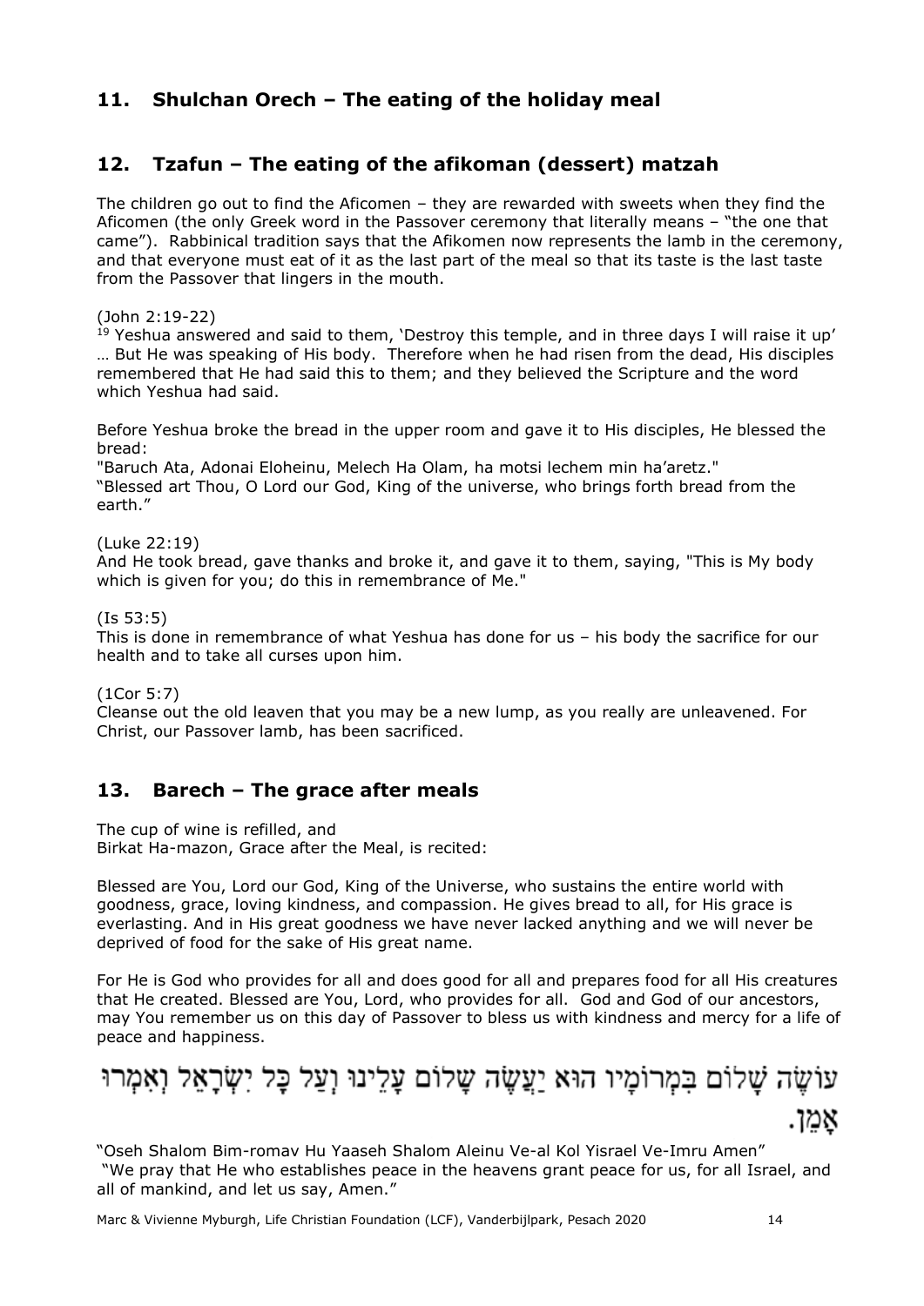## 11. Shulchan Orech – The eating of the holiday meal

## 12. Tzafun – The eating of the afikoman (dessert) matzah

The children go out to find the Aficomen – they are rewarded with sweets when they find the Aficomen (the only Greek word in the Passover ceremony that literally means – "the one that came"). Rabbinical tradition says that the Afikomen now represents the lamb in the ceremony, and that everyone must eat of it as the last part of the meal so that its taste is the last taste from the Passover that lingers in the mouth.

(John 2:19-22)
19 Yeshua answered and said to them, 'Destroy this temple, and in three days I will raise it up' … But He was speaking of His body. Therefore when he had risen from the dead, His disciples remembered that He had said this to them; and they believed the Scripture and the word which Yeshua had said.

Before Yeshua broke the bread in the upper room and gave it to His disciples, He blessed the bread:
"Baruch Ata, Adonai Eloheinu, Melech Ha Olam, ha motsi lechem min ha'aretz."
"Blessed art Thou, O Lord our God, King of the universe, who brings forth bread from the earth."

(Luke 22:19)
And He took bread, gave thanks and broke it, and gave it to them, saying, "This is My body which is given for you; do this in remembrance of Me."

(Is 53:5)
This is done in remembrance of what Yeshua has done for us – his body the sacrifice for our health and to take all curses upon him.

(1Cor 5:7)
Cleanse out the old leaven that you may be a new lump, as you really are unleavened. For Christ, our Passover lamb, has been sacrificed.

## 13. Barech – The grace after meals

The cup of wine is refilled, and
Birkat Ha-mazon, Grace after the Meal, is recited:

Blessed are You, Lord our God, King of the Universe, who sustains the entire world with goodness, grace, loving kindness, and compassion. He gives bread to all, for His grace is everlasting. And in His great goodness we have never lacked anything and we will never be deprived of food for the sake of His great name.

For He is God who provides for all and does good for all and prepares food for all His creatures that He created. Blessed are You, Lord, who provides for all. God and God of our ancestors, may You remember us on this day of Passover to bless us with kindness and mercy for a life of peace and happiness.

עוֹשֶׂה שָׁלוֹם בִּמְרוֹמָיו הוּא יַעֲשֶׂה שָׁלוֹם עָלֵינוּ וְעַל כָּל יִשְׂרָאֵל וְאִמְרוּ אָמֵן.

"Oseh Shalom Bim-romav Hu Yaaseh Shalom Aleinu Ve-al Kol Yisrael Ve-Imru Amen"
"We pray that He who establishes peace in the heavens grant peace for us, for all Israel, and all of mankind, and let us say, Amen."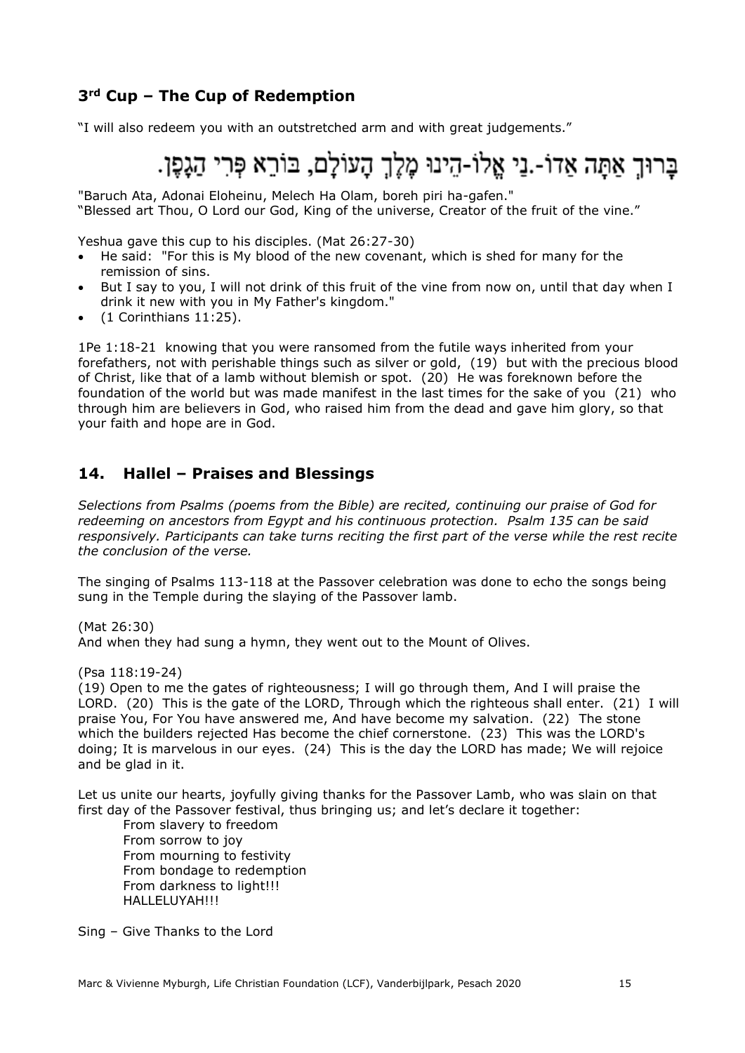### 3rd Cup – The Cup of Redemption

“I will also redeem you with an outstretched arm and with great judgements.”

בָּרוּךְ אַתָּה אֲדוֹ-נָי אֱלוֹ-הֵינוּ מֶלֶךְ הָעוֹלָם, בּוֹרֵא פְּרִי הַגָּפֶן.

"Baruch Ata, Adonai Eloheinu, Melech Ha Olam, boreh piri ha-gafen."
“Blessed art Thou, O Lord our God, King of the universe, Creator of the fruit of the vine.”

Yeshua gave this cup to his disciples. (Mat 26:27-30)

- He said: "For this is My blood of the new covenant, which is shed for many for the remission of sins.
- But I say to you, I will not drink of this fruit of the vine from now on, until that day when I drink it new with you in My Father's kingdom."
- (1 Corinthians 11:25).

1Pe 1:18-21 knowing that you were ransomed from the futile ways inherited from your forefathers, not with perishable things such as silver or gold, (19) but with the precious blood of Christ, like that of a lamb without blemish or spot. (20) He was foreknown before the foundation of the world but was made manifest in the last times for the sake of you (21) who through him are believers in God, who raised him from the dead and gave him glory, so that your faith and hope are in God.

## 14. Hallel – Praises and Blessings

*Selections from Psalms (poems from the Bible) are recited, continuing our praise of God for redeeming on ancestors from Egypt and his continuous protection. Psalm 135 can be said responsively. Participants can take turns reciting the first part of the verse while the rest recite the conclusion of the verse.*

The singing of Psalms 113-118 at the Passover celebration was done to echo the songs being sung in the Temple during the slaying of the Passover lamb.

(Mat 26:30)
And when they had sung a hymn, they went out to the Mount of Olives.

(Psa 118:19-24)
(19) Open to me the gates of righteousness; I will go through them, And I will praise the LORD. (20) This is the gate of the LORD, Through which the righteous shall enter. (21) I will praise You, For You have answered me, And have become my salvation. (22) The stone which the builders rejected Has become the chief cornerstone. (23) This was the LORD's doing; It is marvelous in our eyes. (24) This is the day the LORD has made; We will rejoice and be glad in it.

Let us unite our hearts, joyfully giving thanks for the Passover Lamb, who was slain on that first day of the Passover festival, thus bringing us; and let’s declare it together:

From slavery to freedom
From sorrow to joy
From mourning to festivity
From bondage to redemption
From darkness to light!!!
HALLELUYAH!!!

Sing – Give Thanks to the Lord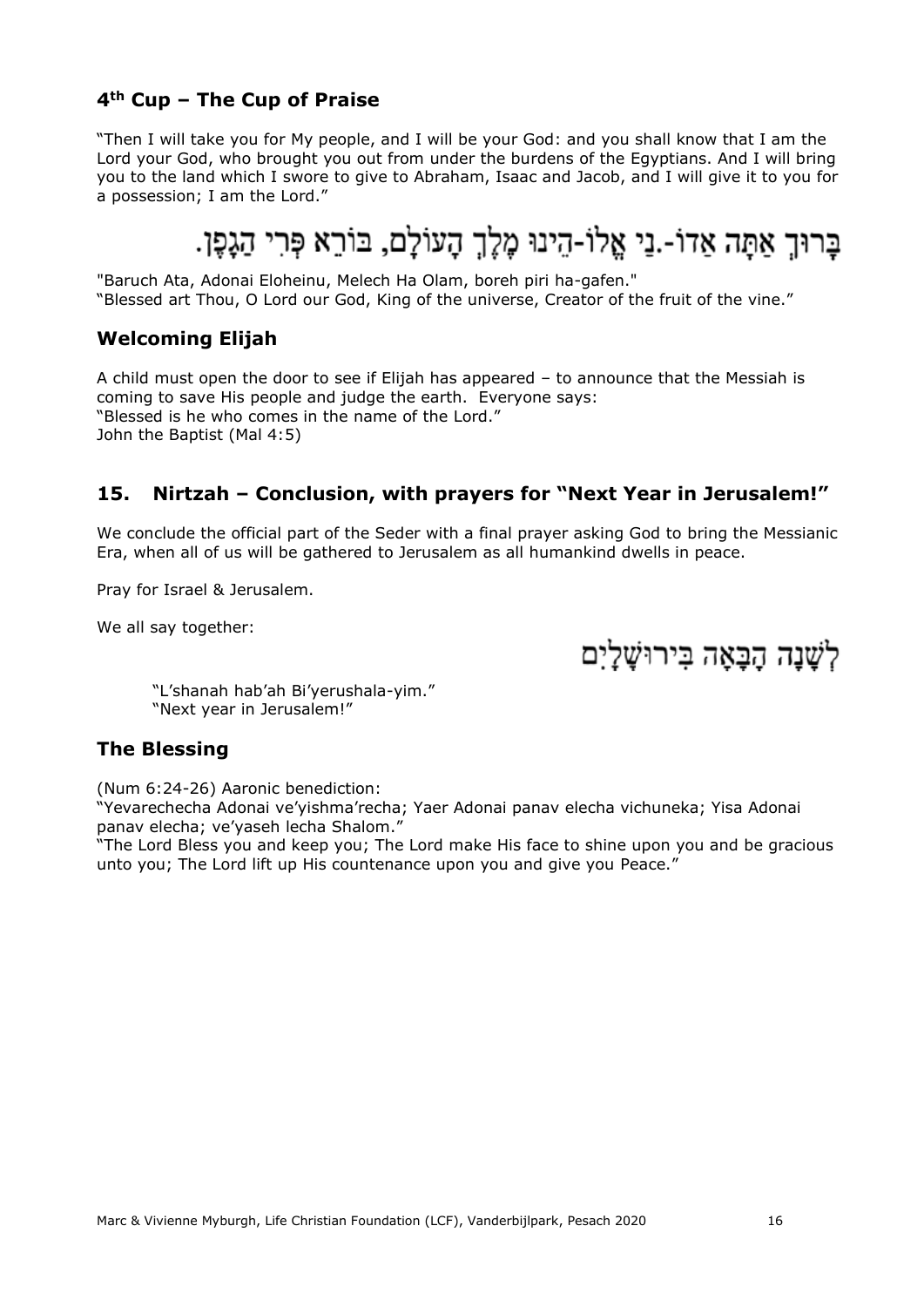## 4th Cup – The Cup of Praise

"Then I will take you for My people, and I will be your God: and you shall know that I am the Lord your God, who brought you out from under the burdens of the Egyptians. And I will bring you to the land which I swore to give to Abraham, Isaac and Jacob, and I will give it to you for a possession; I am the Lord."

בָּרוּךְ אַתָּה אַדוֹ-.נַי אֱלוֹ-הֵינוּ מֶלֶךְ הָעוֹלָם, בּוֹרֵא פְּרִי הַגָּפֶן.

"Baruch Ata, Adonai Eloheinu, Melech Ha Olam, boreh piri ha-gafen."
"Blessed art Thou, O Lord our God, King of the universe, Creator of the fruit of the vine."

## Welcoming Elijah

A child must open the door to see if Elijah has appeared – to announce that the Messiah is coming to save His people and judge the earth. Everyone says:
"Blessed is he who comes in the name of the Lord."
John the Baptist (Mal 4:5)

## 15. Nirtzah – Conclusion, with prayers for "Next Year in Jerusalem!"

We conclude the official part of the Seder with a final prayer asking God to bring the Messianic Era, when all of us will be gathered to Jerusalem as all humankind dwells in peace.

Pray for Israel & Jerusalem.

We all say together:

לְשָׁנָה הַבָּאָה בִּירוּשָׁלָיִם

"L'shanah hab'ah Bi'yerushala-yim."
"Next year in Jerusalem!"

## The Blessing

(Num 6:24-26) Aaronic benediction:
"Yevarechecha Adonai ve'yishma'recha; Yaer Adonai panav elecha vichuneka; Yisa Adonai panav elecha; ve'yaseh lecha Shalom."
"The Lord Bless you and keep you; The Lord make His face to shine upon you and be gracious unto you; The Lord lift up His countenance upon you and give you Peace."

Marc & Vivienne Myburgh, Life Christian Foundation (LCF), Vanderbijlpark, Pesach 2020